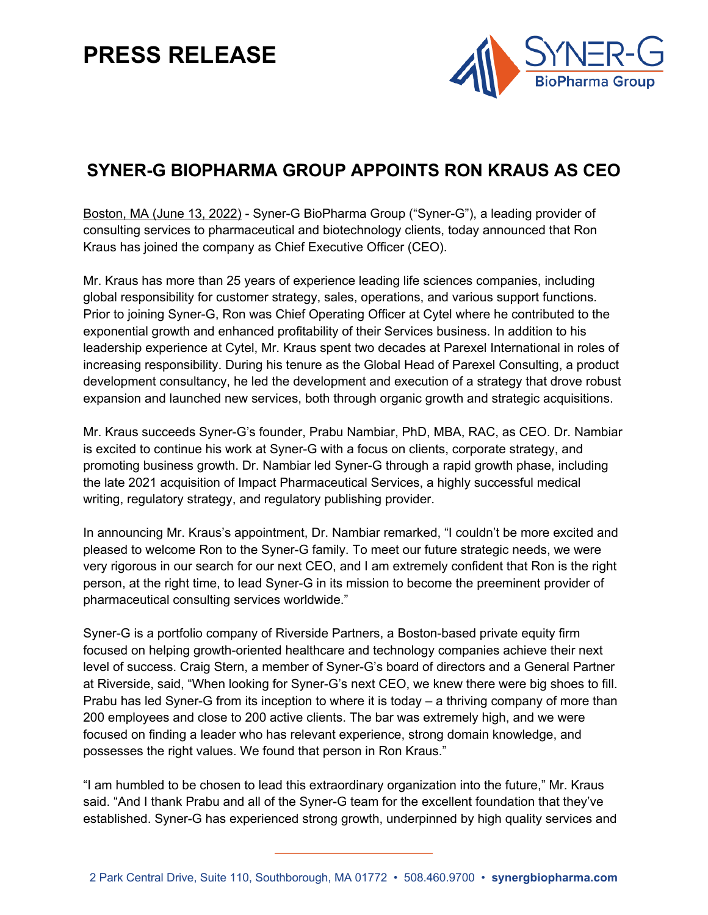# PRESS RELEASE

## SYNER-G BIOPHARMA GROUP APPOINTS RON KRAUS AS CEO

Boston, MA (June 13, 2022) - Syner-G BioPharma Group ("Syner-G"), a leading provider of consulting services to pharmaceutical and biotechnology clients, today announced that Ron Kraus has joined the company as Chief Executive Officer (CEO).

Mr. Kraus has more than 25 years of experience leading life sciences companies, including global responsibility for customer strategy, sales, operations, and various support functions. Prior to joining Syner-G, Ron was Chief Operating Officer at Cytel where he contributed to the exponential growth and enhanced profitability of their Services business. In addition to his leadership experience at Cytel, Mr. Kraus spent two decades at Parexel International in roles of increasing responsibility. During his tenure as the Global Head of Parexel Consulting, a product development consultancy, he led the development and execution of a strategy that drove robust expansion and launched new services, both through organic growth and strategic acquisitions.

Mr. Kraus succeeds Syner-G's founder, Prabu Nambiar, PhD, MBA, RAC, as CEO. Dr. Nambiar is excited to continue his work at Syner-G with a focus on clients, corporate strategy, and promoting business growth. Dr. Nambiar led Syner-G through a rapid growth phase, including the late 2021 acquisition of Impact Pharmaceutical Services, a highly successful medical writing, regulatory strategy, and regulatory publishing provider.

In announcing Mr. Kraus's appointment, Dr. Nambiar remarked, "I couldn't be more excited and pleased to welcome Ron to the Syner-G family. To meet our future strategic needs, we were very rigorous in our search for our next CEO, and I am extremely confident that Ron is the right person, at the right time, to lead Syner-G in its mission to become the preeminent provider of pharmaceutical consulting services worldwide."

Syner-G is a portfolio company of Riverside Partners, a Boston-based private equity firm focused on helping growth-oriented healthcare and technology companies achieve their next level of success. Craig Stern, a member of Syner-G's board of directors and a General Partner at Riverside, said, "When looking for Syner-G's next CEO, we knew there were big shoes to fill. Prabu has led Syner-G from its inception to where it is today – a thriving company of more than 200 employees and close to 200 active clients. The bar was extremely high, and we were focused on finding a leader who has relevant experience, strong domain knowledge, and possesses the right values. We found that person in Ron Kraus."

"I am humbled to be chosen to lead this extraordinary organization into the future," Mr. Kraus said. "And I thank Prabu and all of the Syner-G team for the excellent foundation that they've established. Syner-G has experienced strong growth, underpinned by high quality services and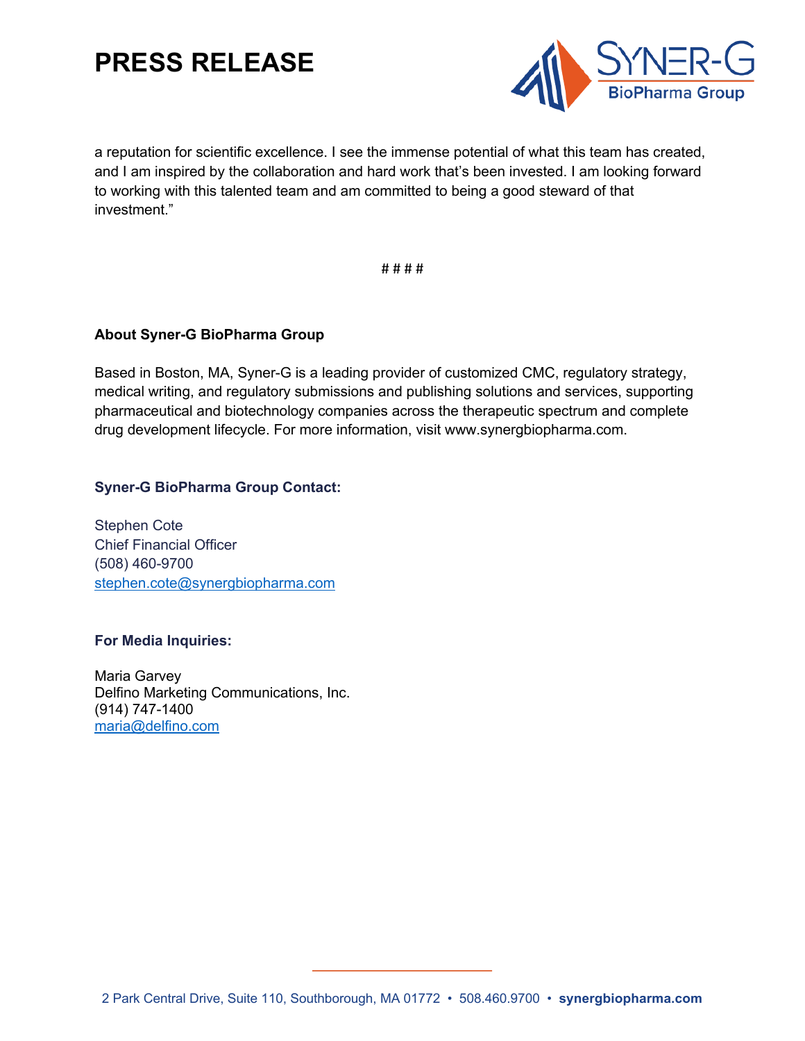a reputation for scientific excellence. I see the immense potential of what this team has created, and I am inspired by the collaboration and hard work that's been invested. I am looking forward to working with this talented team and am committed to being a good steward of that investment."

# # # #

**About Syner-G BioPharma Group**

Based in Boston, MA, Syner-G is a leading provider of customized CMC, regulatory strategy, medical writing, and regulatory submissions and publishing solutions and services, supporting pharmaceutical and biotechnology companies across the therapeutic spectrum and complete drug development lifecycle. For more information, visit www.synergbiopharma.com.

**Syner-G BioPharma Group Contact:**

Stephen Cote
Chief Financial Officer
(508) 460-9700
stephen.cote@synergbiopharma.com

**For Media Inquiries:**

Maria Garvey
Delfino Marketing Communications, Inc.
(914) 747-1400
maria@delfino.com